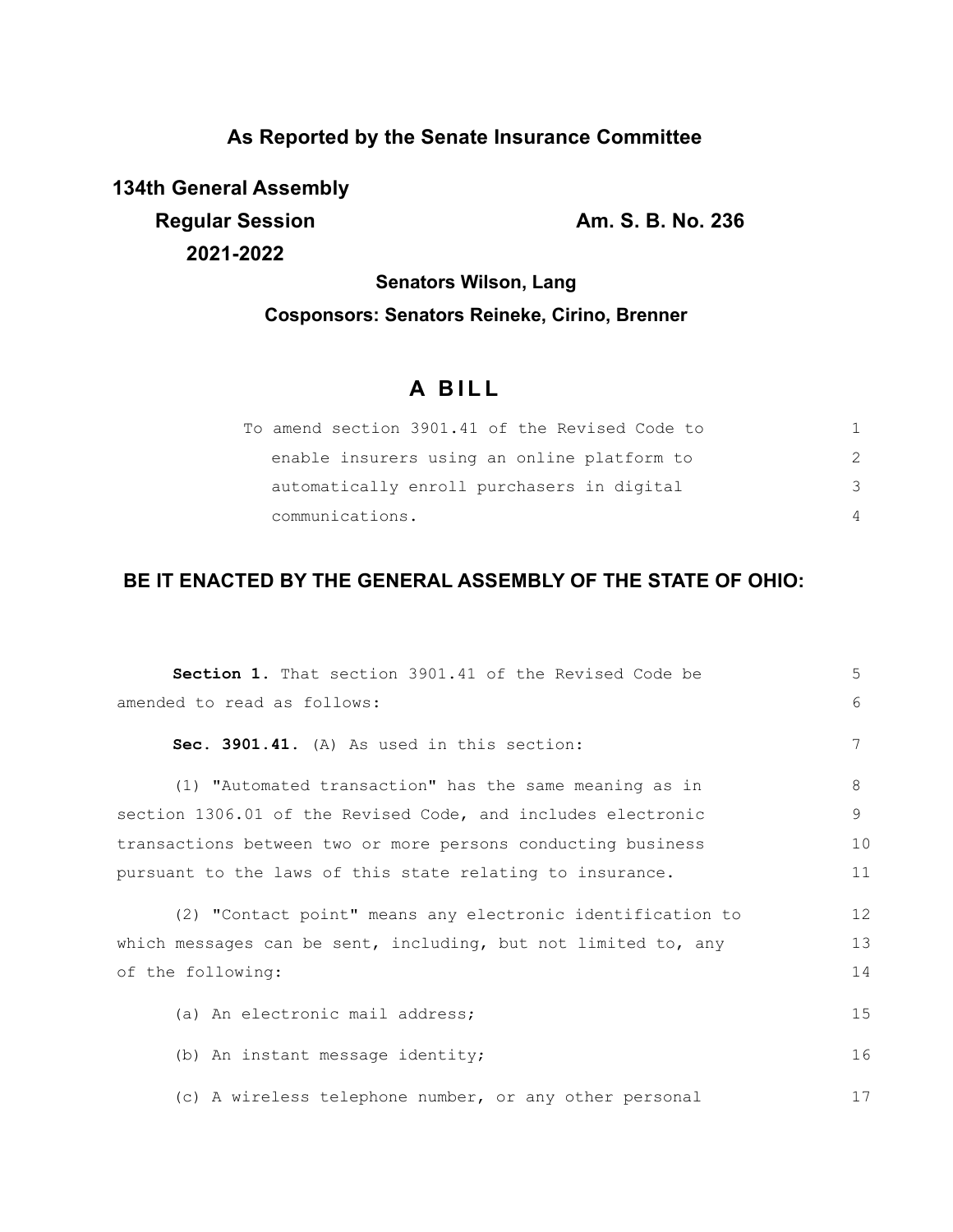**As Reported by the Senate Insurance Committee**

**134th General Assembly**

**Regular Session**

**2021-2022**

**Am. S. B. No. 236**

**Senators Wilson, Lang**

**Cosponsors: Senators Reineke, Cirino, Brenner**

# A BILL

To amend section 3901.41 of the Revised Code to enable insurers using an online platform to automatically enroll purchasers in digital communications.

**BE IT ENACTED BY THE GENERAL ASSEMBLY OF THE STATE OF OHIO:**

**Section 1.** That section 3901.41 of the Revised Code be amended to read as follows:

**Sec. 3901.41.** (A) As used in this section:

(1) "Automated transaction" has the same meaning as in section 1306.01 of the Revised Code, and includes electronic transactions between two or more persons conducting business pursuant to the laws of this state relating to insurance.

(2) "Contact point" means any electronic identification to which messages can be sent, including, but not limited to, any of the following:

(a) An electronic mail address;

(b) An instant message identity;

(c) A wireless telephone number, or any other personal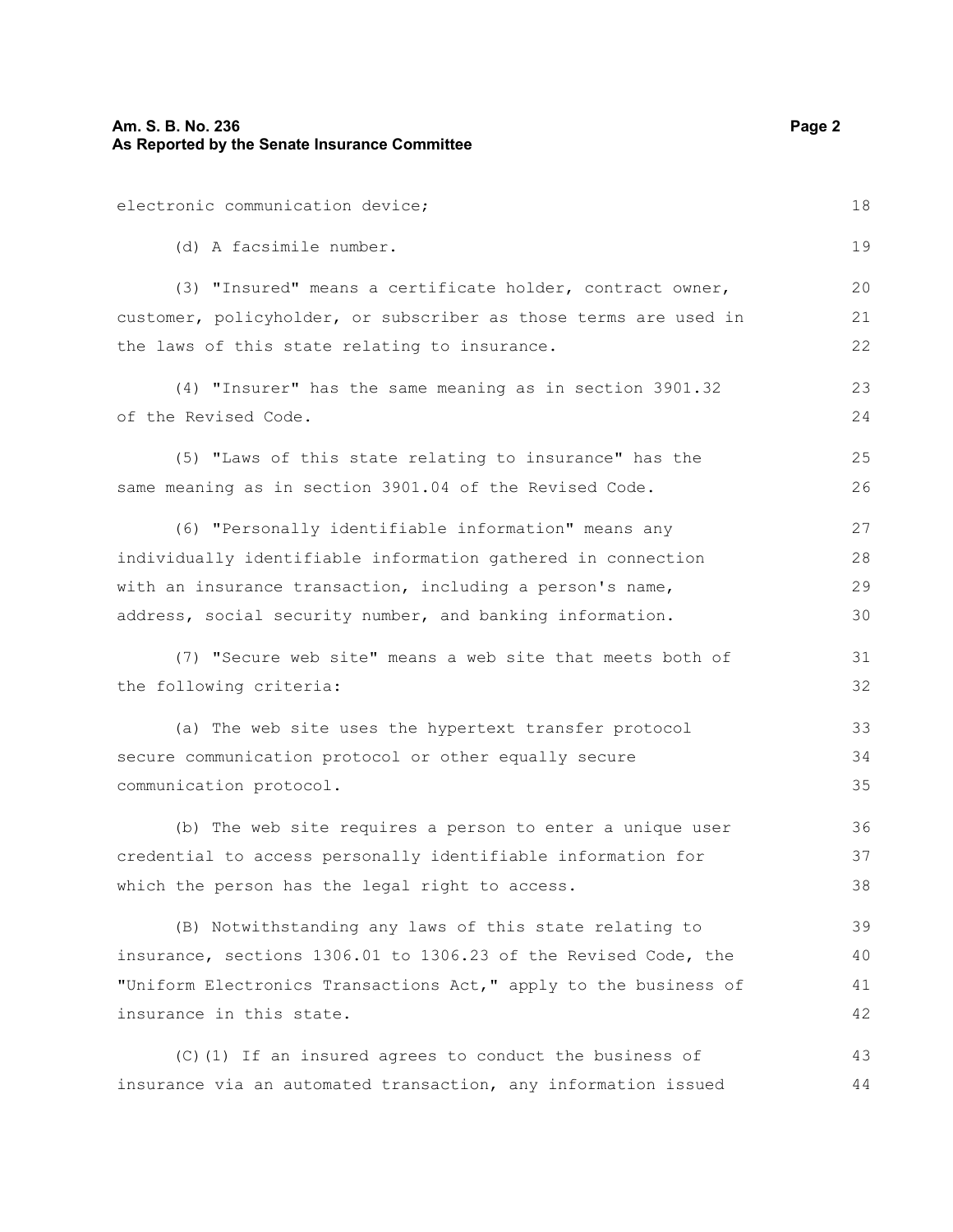electronic communication device;

(d) A facsimile number.

(3) "Insured" means a certificate holder, contract owner, customer, policyholder, or subscriber as those terms are used in the laws of this state relating to insurance.

(4) "Insurer" has the same meaning as in section 3901.32 of the Revised Code.

(5) "Laws of this state relating to insurance" has the same meaning as in section 3901.04 of the Revised Code.

(6) "Personally identifiable information" means any individually identifiable information gathered in connection with an insurance transaction, including a person's name, address, social security number, and banking information.

(7) "Secure web site" means a web site that meets both of the following criteria:

(a) The web site uses the hypertext transfer protocol secure communication protocol or other equally secure communication protocol.

(b) The web site requires a person to enter a unique user credential to access personally identifiable information for which the person has the legal right to access.

(B) Notwithstanding any laws of this state relating to insurance, sections 1306.01 to 1306.23 of the Revised Code, the "Uniform Electronics Transactions Act," apply to the business of insurance in this state.

(C)(1) If an insured agrees to conduct the business of insurance via an automated transaction, any information issued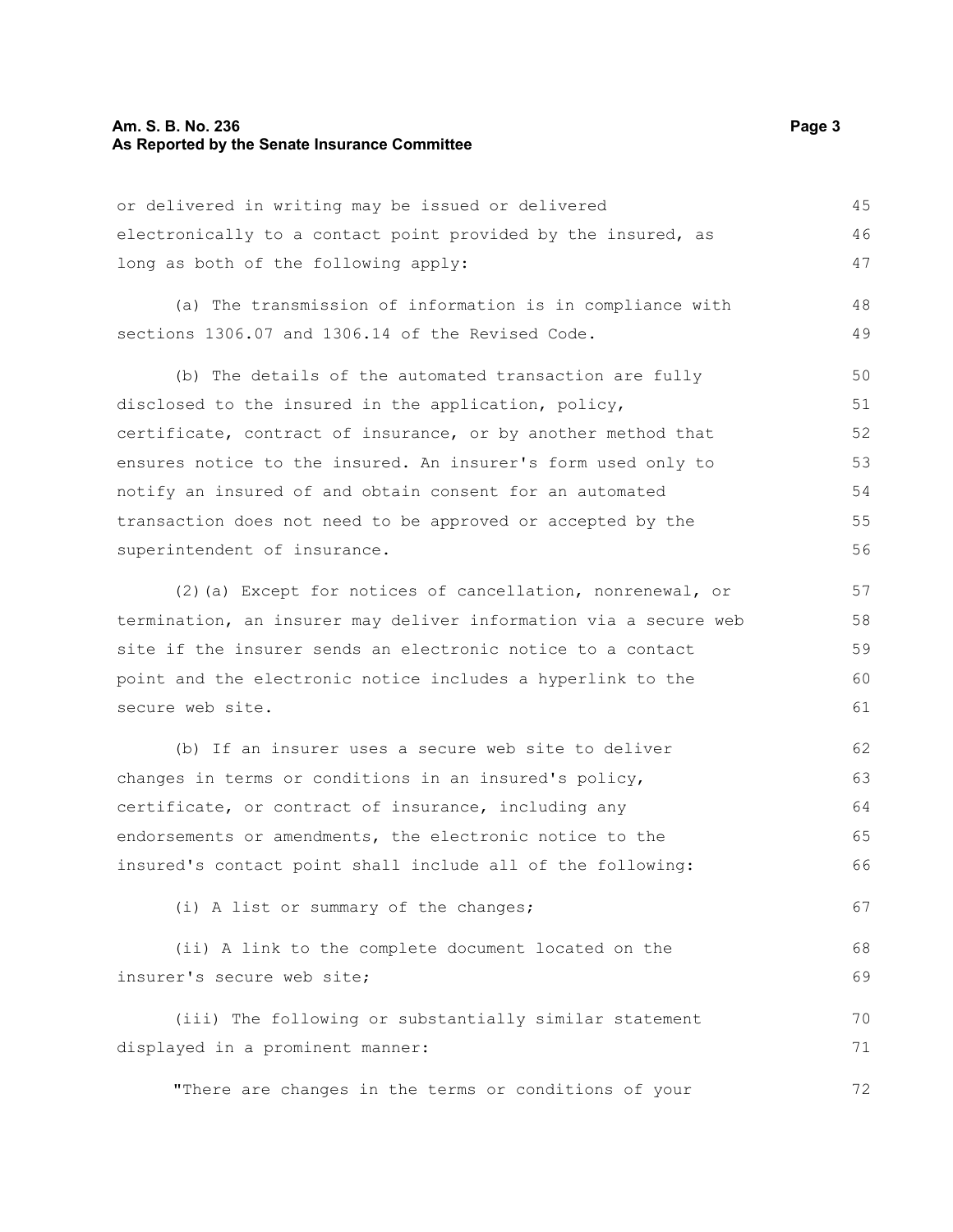or delivered in writing may be issued or delivered electronically to a contact point provided by the insured, as long as both of the following apply:

(a) The transmission of information is in compliance with sections 1306.07 and 1306.14 of the Revised Code.

(b) The details of the automated transaction are fully disclosed to the insured in the application, policy, certificate, contract of insurance, or by another method that ensures notice to the insured. An insurer's form used only to notify an insured of and obtain consent for an automated transaction does not need to be approved or accepted by the superintendent of insurance.

(2)(a) Except for notices of cancellation, nonrenewal, or termination, an insurer may deliver information via a secure web site if the insurer sends an electronic notice to a contact point and the electronic notice includes a hyperlink to the secure web site.

(b) If an insurer uses a secure web site to deliver changes in terms or conditions in an insured's policy, certificate, or contract of insurance, including any endorsements or amendments, the electronic notice to the insured's contact point shall include all of the following:

(i) A list or summary of the changes;

(ii) A link to the complete document located on the insurer's secure web site;

(iii) The following or substantially similar statement displayed in a prominent manner:

"There are changes in the terms or conditions of your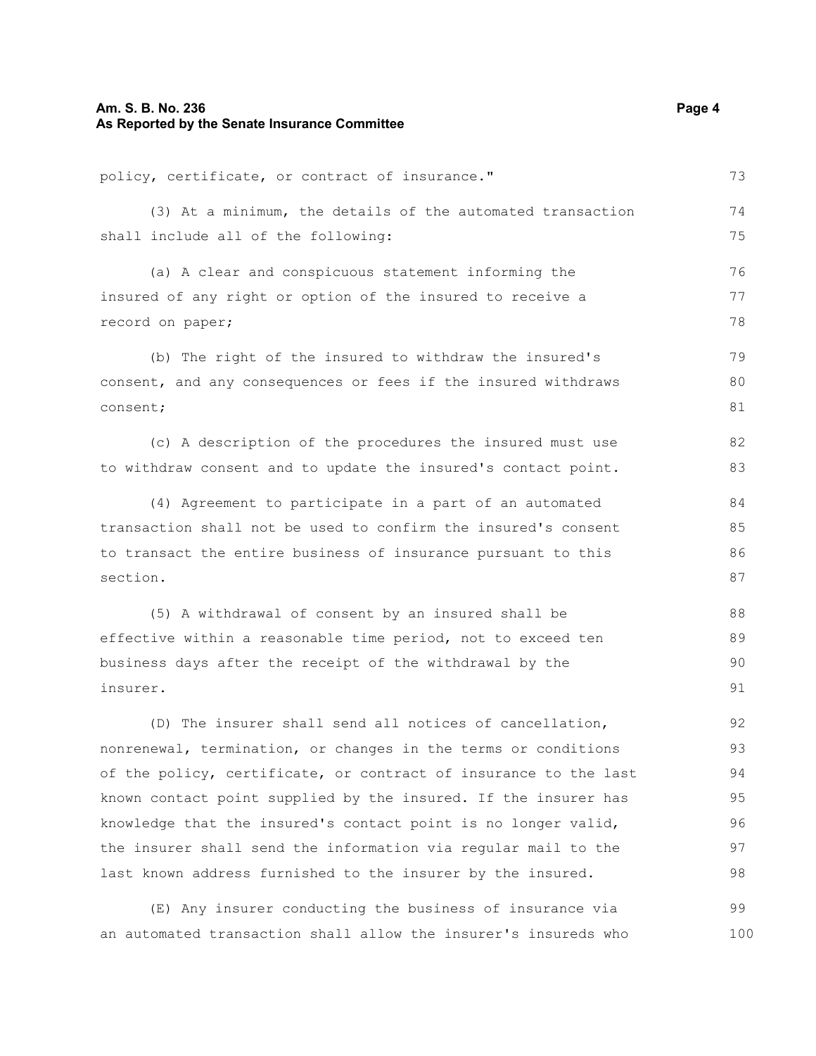policy, certificate, or contract of insurance."

(3) At a minimum, the details of the automated transaction shall include all of the following:

(a) A clear and conspicuous statement informing the insured of any right or option of the insured to receive a record on paper;

(b) The right of the insured to withdraw the insured's consent, and any consequences or fees if the insured withdraws consent;

(c) A description of the procedures the insured must use to withdraw consent and to update the insured's contact point.

(4) Agreement to participate in a part of an automated transaction shall not be used to confirm the insured's consent to transact the entire business of insurance pursuant to this section.

(5) A withdrawal of consent by an insured shall be effective within a reasonable time period, not to exceed ten business days after the receipt of the withdrawal by the insurer.

(D) The insurer shall send all notices of cancellation, nonrenewal, termination, or changes in the terms or conditions of the policy, certificate, or contract of insurance to the last known contact point supplied by the insured. If the insurer has knowledge that the insured's contact point is no longer valid, the insurer shall send the information via regular mail to the last known address furnished to the insurer by the insured.

(E) Any insurer conducting the business of insurance via an automated transaction shall allow the insurer's insureds who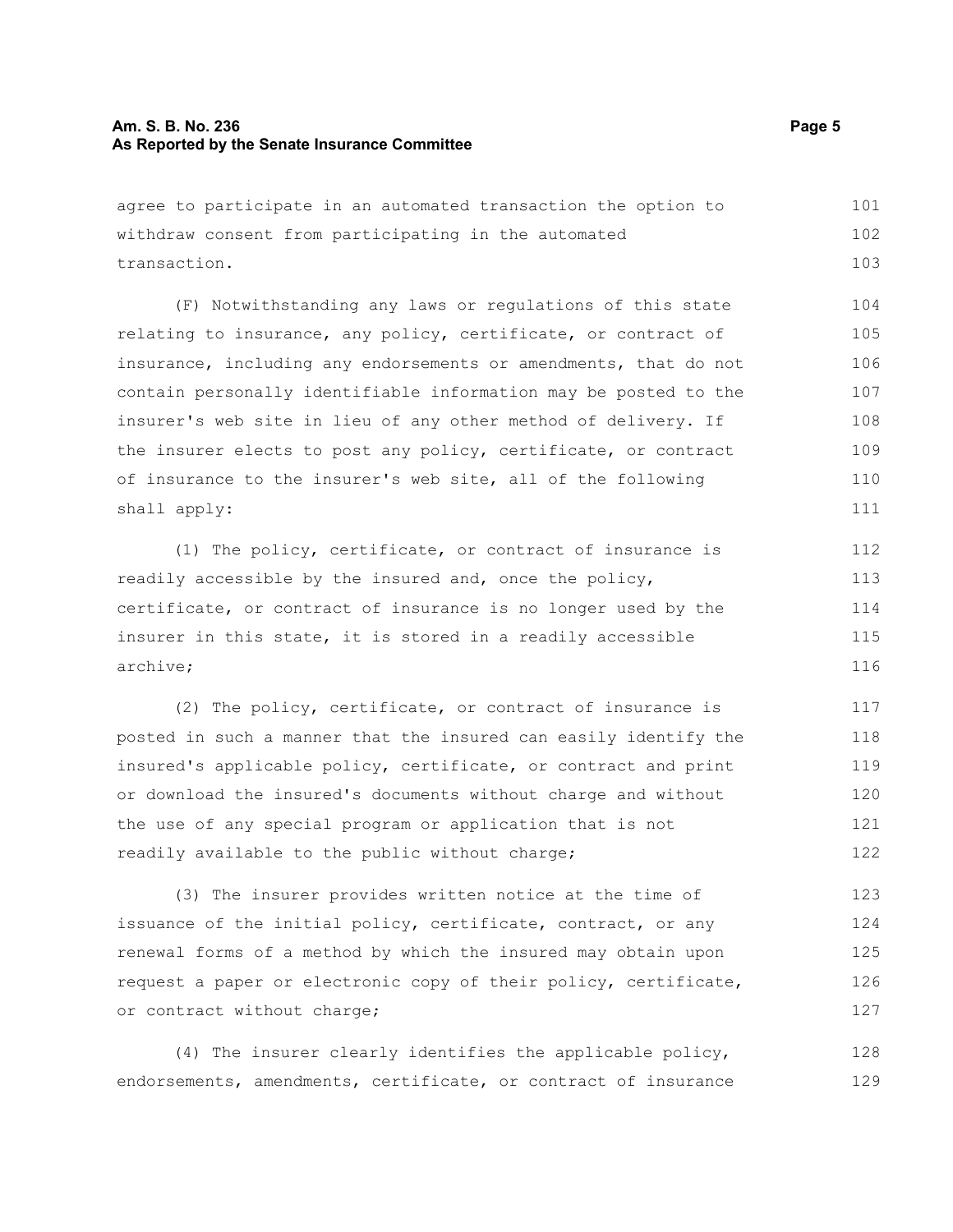agree to participate in an automated transaction the option to withdraw consent from participating in the automated transaction.

(F) Notwithstanding any laws or regulations of this state relating to insurance, any policy, certificate, or contract of insurance, including any endorsements or amendments, that do not contain personally identifiable information may be posted to the insurer's web site in lieu of any other method of delivery. If the insurer elects to post any policy, certificate, or contract of insurance to the insurer's web site, all of the following shall apply:

(1) The policy, certificate, or contract of insurance is readily accessible by the insured and, once the policy, certificate, or contract of insurance is no longer used by the insurer in this state, it is stored in a readily accessible archive;

(2) The policy, certificate, or contract of insurance is posted in such a manner that the insured can easily identify the insured's applicable policy, certificate, or contract and print or download the insured's documents without charge and without the use of any special program or application that is not readily available to the public without charge;

(3) The insurer provides written notice at the time of issuance of the initial policy, certificate, contract, or any renewal forms of a method by which the insured may obtain upon request a paper or electronic copy of their policy, certificate, or contract without charge;

(4) The insurer clearly identifies the applicable policy, endorsements, amendments, certificate, or contract of insurance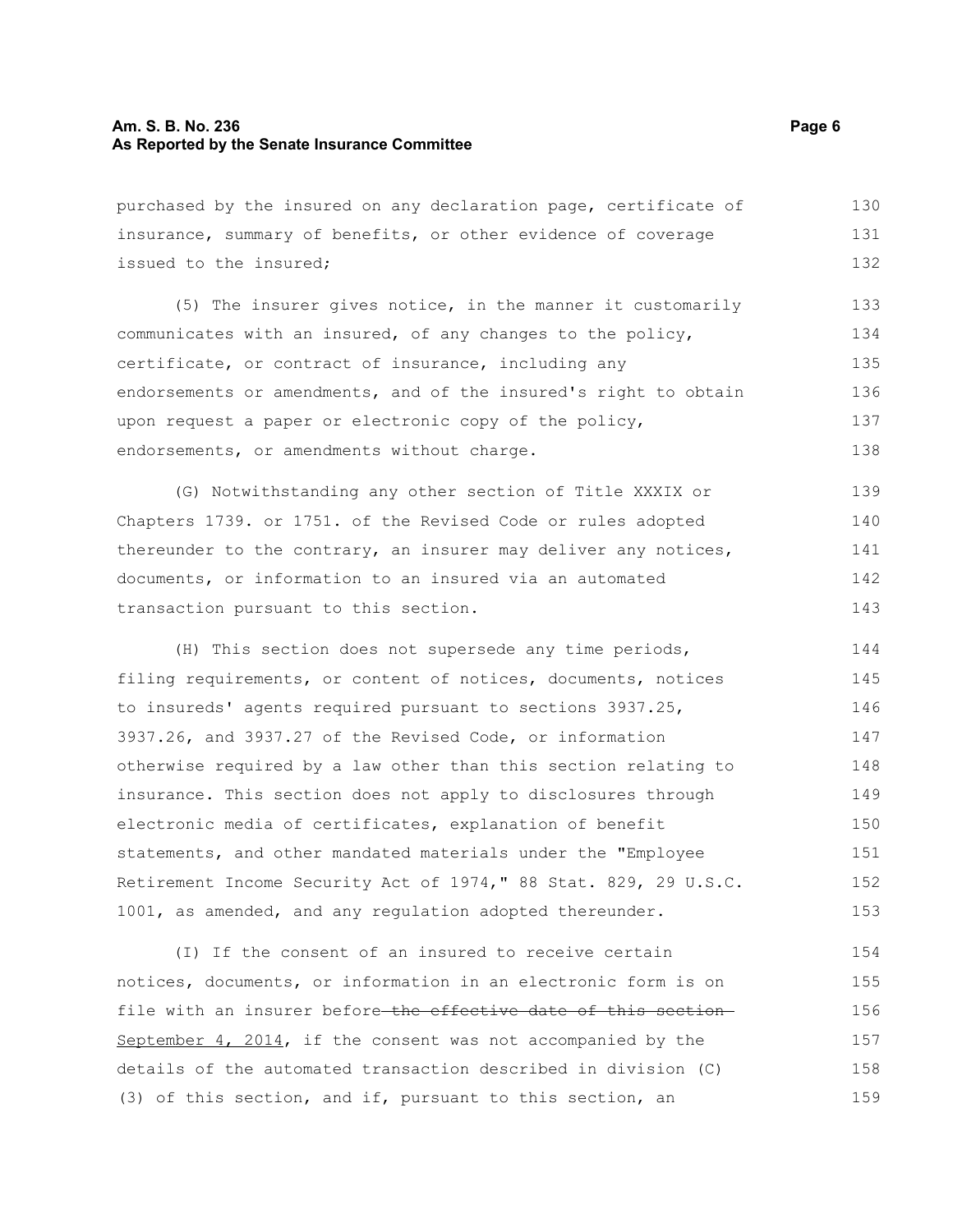purchased by the insured on any declaration page, certificate of insurance, summary of benefits, or other evidence of coverage issued to the insured;

(5) The insurer gives notice, in the manner it customarily communicates with an insured, of any changes to the policy, certificate, or contract of insurance, including any endorsements or amendments, and of the insured's right to obtain upon request a paper or electronic copy of the policy, endorsements, or amendments without charge.

(G) Notwithstanding any other section of Title XXXIX or Chapters 1739. or 1751. of the Revised Code or rules adopted thereunder to the contrary, an insurer may deliver any notices, documents, or information to an insured via an automated transaction pursuant to this section.

(H) This section does not supersede any time periods, filing requirements, or content of notices, documents, notices to insureds' agents required pursuant to sections 3937.25, 3937.26, and 3937.27 of the Revised Code, or information otherwise required by a law other than this section relating to insurance. This section does not apply to disclosures through electronic media of certificates, explanation of benefit statements, and other mandated materials under the "Employee Retirement Income Security Act of 1974," 88 Stat. 829, 29 U.S.C. 1001, as amended, and any regulation adopted thereunder.

(I) If the consent of an insured to receive certain notices, documents, or information in an electronic form is on file with an insurer before ~~the effective date of this section~~ September 4, 2014, if the consent was not accompanied by the details of the automated transaction described in division (C)(3) of this section, and if, pursuant to this section, an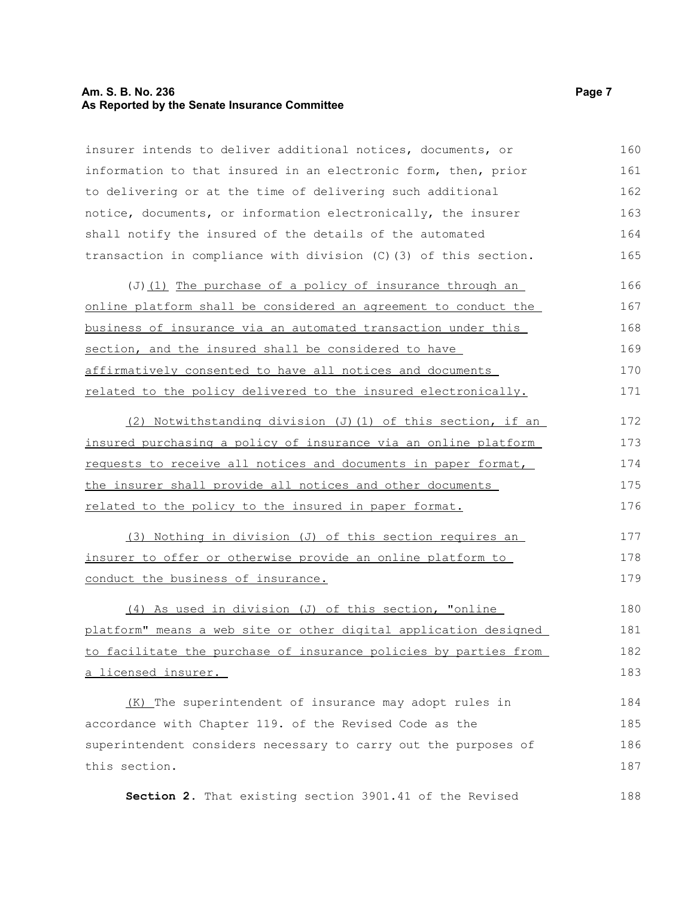insurer intends to deliver additional notices, documents, or information to that insured in an electronic form, then, prior to delivering or at the time of delivering such additional notice, documents, or information electronically, the insurer shall notify the insured of the details of the automated transaction in compliance with division (C)(3) of this section.

(J)(1) The purchase of a policy of insurance through an online platform shall be considered an agreement to conduct the business of insurance via an automated transaction under this section, and the insured shall be considered to have affirmatively consented to have all notices and documents related to the policy delivered to the insured electronically.

(2) Notwithstanding division (J)(1) of this section, if an insured purchasing a policy of insurance via an online platform requests to receive all notices and documents in paper format, the insurer shall provide all notices and other documents related to the policy to the insured in paper format.

(3) Nothing in division (J) of this section requires an insurer to offer or otherwise provide an online platform to conduct the business of insurance.

(4) As used in division (J) of this section, "online platform" means a web site or other digital application designed to facilitate the purchase of insurance policies by parties from a licensed insurer.

(K) The superintendent of insurance may adopt rules in accordance with Chapter 119. of the Revised Code as the superintendent considers necessary to carry out the purposes of this section.

**Section 2.** That existing section 3901.41 of the Revised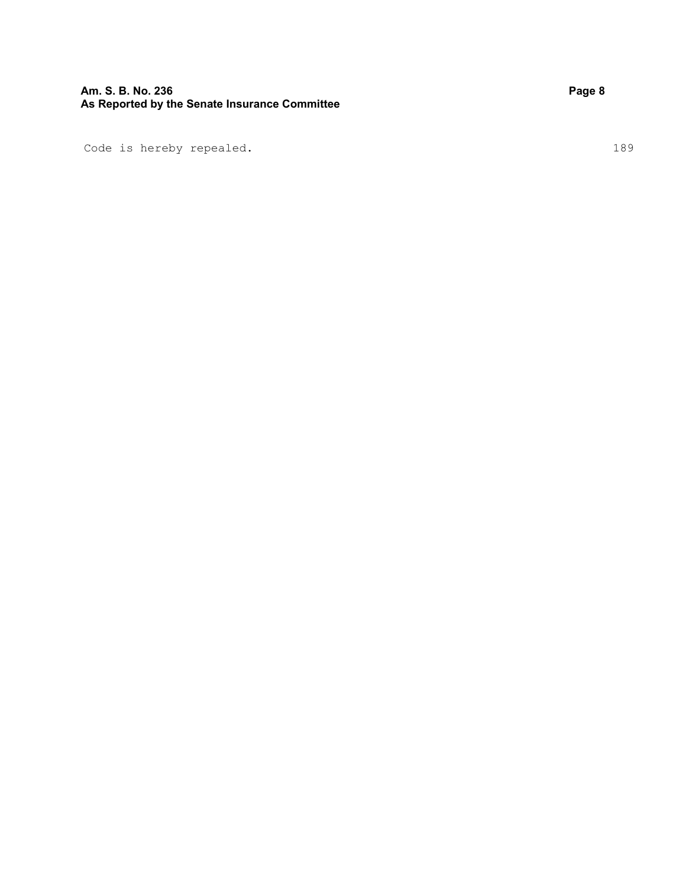Code is hereby repealed.